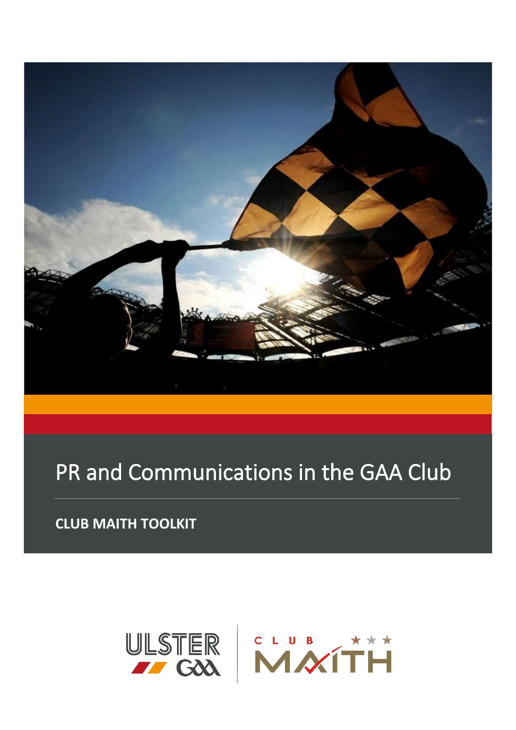# PR and Communications in the GAA Club

**CLUB MAITH TOOLKIT**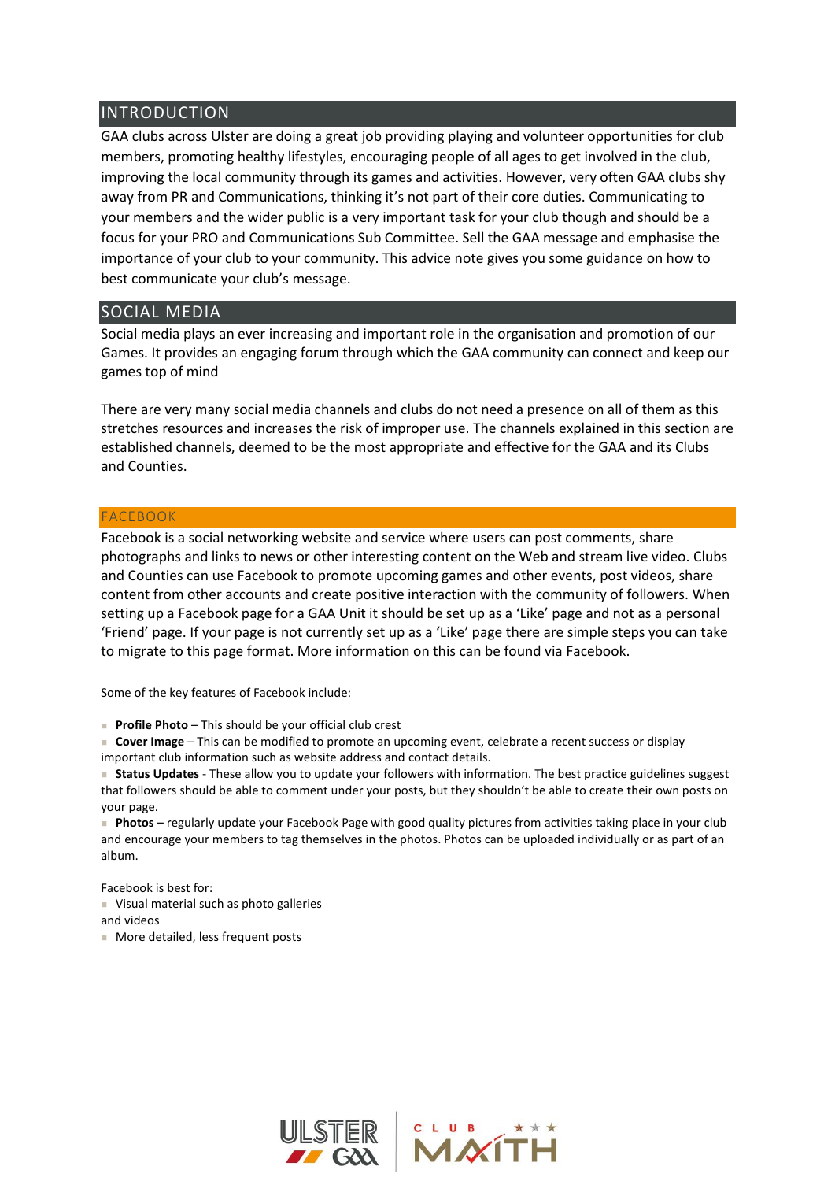## INTRODUCTION

GAA clubs across Ulster are doing a great job providing playing and volunteer opportunities for club members, promoting healthy lifestyles, encouraging people of all ages to get involved in the club, improving the local community through its games and activities. However, very often GAA clubs shy away from PR and Communications, thinking it's not part of their core duties. Communicating to your members and the wider public is a very important task for your club though and should be a focus for your PRO and Communications Sub Committee. Sell the GAA message and emphasise the importance of your club to your community. This advice note gives you some guidance on how to best communicate your club's message.

## SOCIAL MEDIA

Social media plays an ever increasing and important role in the organisation and promotion of our Games. It provides an engaging forum through which the GAA community can connect and keep our games top of mind

There are very many social media channels and clubs do not need a presence on all of them as this stretches resources and increases the risk of improper use. The channels explained in this section are established channels, deemed to be the most appropriate and effective for the GAA and its Clubs and Counties.

### FACEBOOK

Facebook is a social networking website and service where users can post comments, share photographs and links to news or other interesting content on the Web and stream live video. Clubs and Counties can use Facebook to promote upcoming games and other events, post videos, share content from other accounts and create positive interaction with the community of followers. When setting up a Facebook page for a GAA Unit it should be set up as a 'Like' page and not as a personal 'Friend' page. If your page is not currently set up as a 'Like' page there are simple steps you can take to migrate to this page format. More information on this can be found via Facebook.

Some of the key features of Facebook include:

- **Profile Photo** – This should be your official club crest
- **Cover Image** – This can be modified to promote an upcoming event, celebrate a recent success or display important club information such as website address and contact details.
- **Status Updates** - These allow you to update your followers with information. The best practice guidelines suggest that followers should be able to comment under your posts, but they shouldn't be able to create their own posts on your page.
- **Photos** – regularly update your Facebook Page with good quality pictures from activities taking place in your club and encourage your members to tag themselves in the photos. Photos can be uploaded individually or as part of an album.

Facebook is best for:

- Visual material such as photo galleries and videos
- More detailed, less frequent posts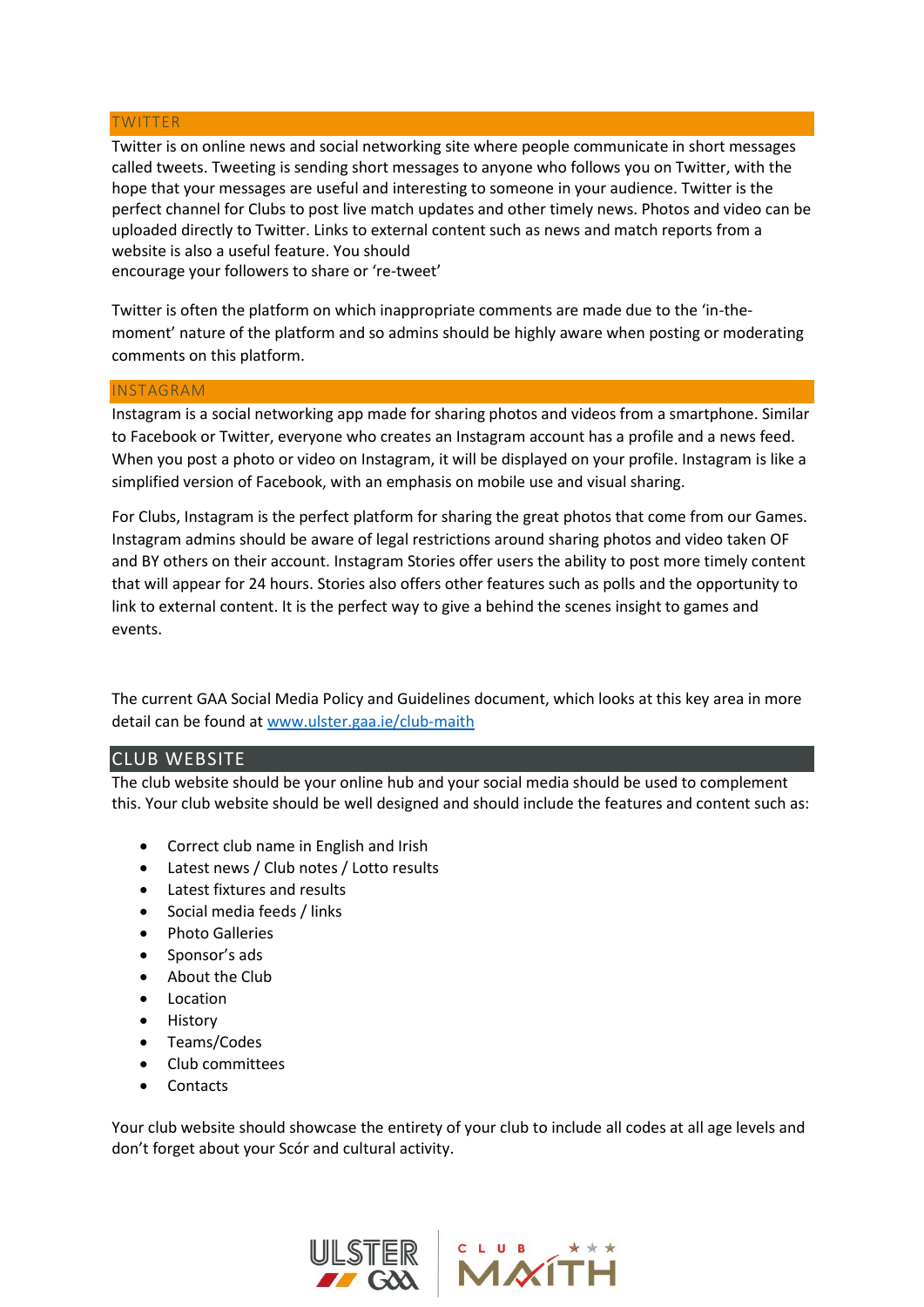## TWITTER

Twitter is on online news and social networking site where people communicate in short messages called tweets. Tweeting is sending short messages to anyone who follows you on Twitter, with the hope that your messages are useful and interesting to someone in your audience. Twitter is the perfect channel for Clubs to post live match updates and other timely news. Photos and video can be uploaded directly to Twitter. Links to external content such as news and match reports from a website is also a useful feature. You should
encourage your followers to share or 're-tweet'

Twitter is often the platform on which inappropriate comments are made due to the 'in-the-moment' nature of the platform and so admins should be highly aware when posting or moderating comments on this platform.

## INSTAGRAM

Instagram is a social networking app made for sharing photos and videos from a smartphone. Similar to Facebook or Twitter, everyone who creates an Instagram account has a profile and a news feed. When you post a photo or video on Instagram, it will be displayed on your profile. Instagram is like a simplified version of Facebook, with an emphasis on mobile use and visual sharing.

For Clubs, Instagram is the perfect platform for sharing the great photos that come from our Games. Instagram admins should be aware of legal restrictions around sharing photos and video taken OF and BY others on their account. Instagram Stories offer users the ability to post more timely content that will appear for 24 hours. Stories also offers other features such as polls and the opportunity to link to external content. It is the perfect way to give a behind the scenes insight to games and events.

The current GAA Social Media Policy and Guidelines document, which looks at this key area in more detail can be found at [www.ulster.gaa.ie/club-maith](www.ulster.gaa.ie/club-maith)

## CLUB WEBSITE

The club website should be your online hub and your social media should be used to complement this. Your club website should be well designed and should include the features and content such as:

- Correct club name in English and Irish
- Latest news / Club notes / Lotto results
- Latest fixtures and results
- Social media feeds / links
- Photo Galleries
- Sponsor's ads
- About the Club
- Location
- History
- Teams/Codes
- Club committees
- Contacts

Your club website should showcase the entirety of your club to include all codes at all age levels and don't forget about your Scór and cultural activity.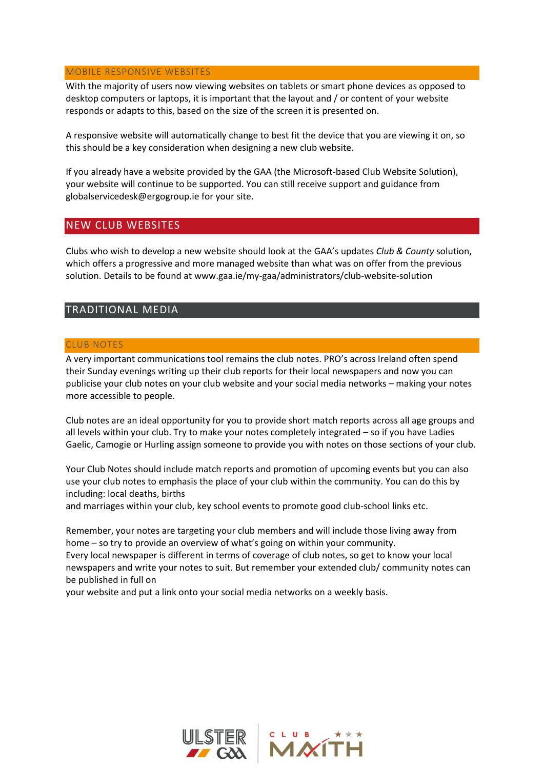## MOBILE RESPONSIVE WEBSITES

With the majority of users now viewing websites on tablets or smart phone devices as opposed to desktop computers or laptops, it is important that the layout and / or content of your website responds or adapts to this, based on the size of the screen it is presented on.

A responsive website will automatically change to best fit the device that you are viewing it on, so this should be a key consideration when designing a new club website.

If you already have a website provided by the GAA (the Microsoft-based Club Website Solution), your website will continue to be supported. You can still receive support and guidance from globalservicedesk@ergogroup.ie for your site.

## NEW CLUB WEBSITES

Clubs who wish to develop a new website should look at the GAA's updates *Club & County* solution, which offers a progressive and more managed website than what was on offer from the previous solution. Details to be found at www.gaa.ie/my-gaa/administrators/club-website-solution

# TRADITIONAL MEDIA

## CLUB NOTES

A very important communications tool remains the club notes. PRO's across Ireland often spend their Sunday evenings writing up their club reports for their local newspapers and now you can publicise your club notes on your club website and your social media networks – making your notes more accessible to people.

Club notes are an ideal opportunity for you to provide short match reports across all age groups and all levels within your club. Try to make your notes completely integrated – so if you have Ladies Gaelic, Camogie or Hurling assign someone to provide you with notes on those sections of your club.

Your Club Notes should include match reports and promotion of upcoming events but you can also use your club notes to emphasis the place of your club within the community. You can do this by including: local deaths, births and marriages within your club, key school events to promote good club-school links etc.

Remember, your notes are targeting your club members and will include those living away from home – so try to provide an overview of what's going on within your community.
Every local newspaper is different in terms of coverage of club notes, so get to know your local newspapers and write your notes to suit. But remember your extended club/ community notes can be published in full on your website and put a link onto your social media networks on a weekly basis.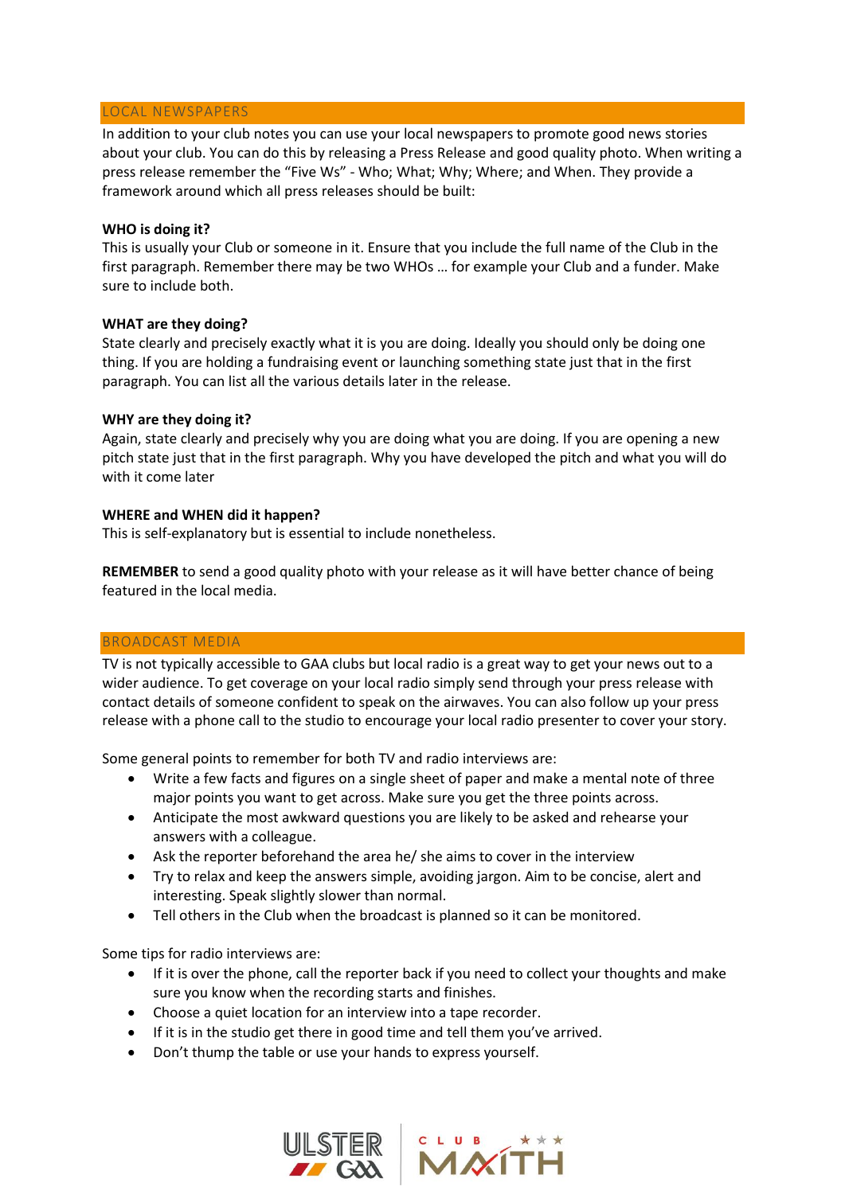## LOCAL NEWSPAPERS

In addition to your club notes you can use your local newspapers to promote good news stories about your club. You can do this by releasing a Press Release and good quality photo. When writing a press release remember the "Five Ws" - Who; What; Why; Where; and When. They provide a framework around which all press releases should be built:

**WHO is doing it?**
This is usually your Club or someone in it. Ensure that you include the full name of the Club in the first paragraph. Remember there may be two WHOs … for example your Club and a funder. Make sure to include both.

**WHAT are they doing?**
State clearly and precisely exactly what it is you are doing. Ideally you should only be doing one thing. If you are holding a fundraising event or launching something state just that in the first paragraph. You can list all the various details later in the release.

**WHY are they doing it?**
Again, state clearly and precisely why you are doing what you are doing. If you are opening a new pitch state just that in the first paragraph. Why you have developed the pitch and what you will do with it come later

**WHERE and WHEN did it happen?**
This is self-explanatory but is essential to include nonetheless.

**REMEMBER** to send a good quality photo with your release as it will have better chance of being featured in the local media.

## BROADCAST MEDIA

TV is not typically accessible to GAA clubs but local radio is a great way to get your news out to a wider audience. To get coverage on your local radio simply send through your press release with contact details of someone confident to speak on the airwaves. You can also follow up your press release with a phone call to the studio to encourage your local radio presenter to cover your story.

Some general points to remember for both TV and radio interviews are:

- Write a few facts and figures on a single sheet of paper and make a mental note of three major points you want to get across. Make sure you get the three points across.
- Anticipate the most awkward questions you are likely to be asked and rehearse your answers with a colleague.
- Ask the reporter beforehand the area he/ she aims to cover in the interview
- Try to relax and keep the answers simple, avoiding jargon. Aim to be concise, alert and interesting. Speak slightly slower than normal.
- Tell others in the Club when the broadcast is planned so it can be monitored.

Some tips for radio interviews are:

- If it is over the phone, call the reporter back if you need to collect your thoughts and make sure you know when the recording starts and finishes.
- Choose a quiet location for an interview into a tape recorder.
- If it is in the studio get there in good time and tell them you've arrived.
- Don't thump the table or use your hands to express yourself.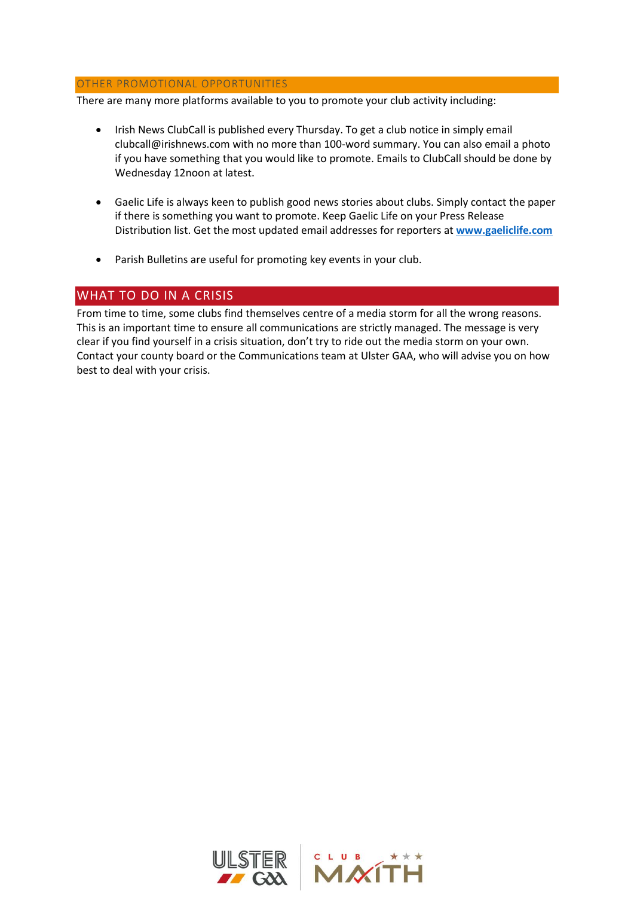## OTHER PROMOTIONAL OPPORTUNITIES

There are many more platforms available to you to promote your club activity including:

- Irish News ClubCall is published every Thursday. To get a club notice in simply email clubcall@irishnews.com with no more than 100-word summary. You can also email a photo if you have something that you would like to promote. Emails to ClubCall should be done by Wednesday 12noon at latest.

- Gaelic Life is always keen to publish good news stories about clubs. Simply contact the paper if there is something you want to promote. Keep Gaelic Life on your Press Release Distribution list. Get the most updated email addresses for reporters at **www.gaeliclife.com**

- Parish Bulletins are useful for promoting key events in your club.

## WHAT TO DO IN A CRISIS

From time to time, some clubs find themselves centre of a media storm for all the wrong reasons. This is an important time to ensure all communications are strictly managed. The message is very clear if you find yourself in a crisis situation, don't try to ride out the media storm on your own. Contact your county board or the Communications team at Ulster GAA, who will advise you on how best to deal with your crisis.